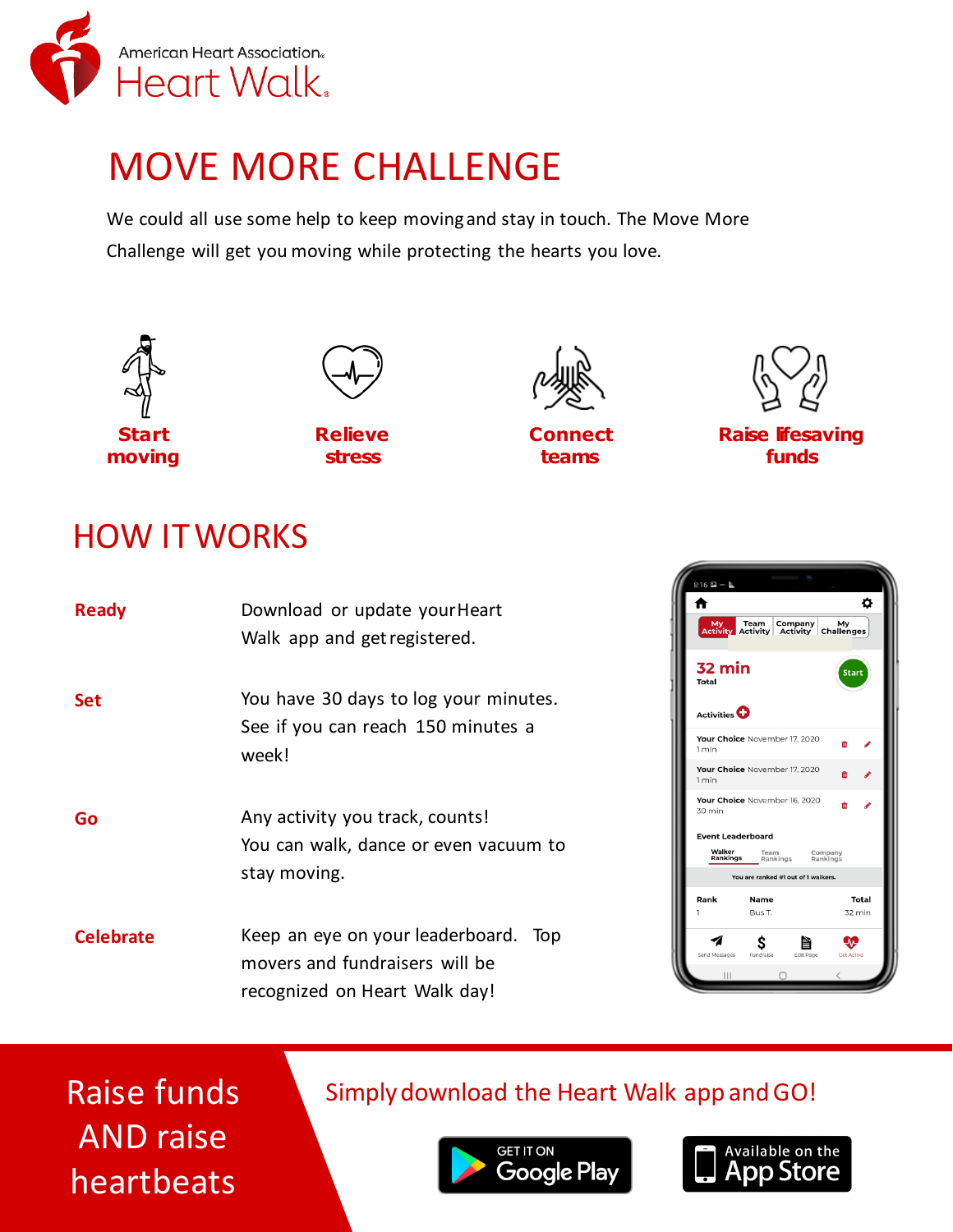American Heart Association®

Heart Walk®

# MOVE MORE CHALLENGE

We could all use some help to keep moving and stay in touch. The Move More Challenge will get you moving while protecting the hearts you love.

**Start moving**

**Relieve stress**

**Connect teams**

**Raise lifesaving funds**

## HOW IT WORKS

**Ready** — Download or update your Heart Walk app and get registered.

**Set** — You have 30 days to log your minutes. See if you can reach 150 minutes a week!

**Go** — Any activity you track, counts! You can walk, dance or even vacuum to stay moving.

**Celebrate** — Keep an eye on your leaderboard. Top movers and fundraisers will be recognized on Heart Walk day!

Raise funds AND raise heartbeats

Simply download the Heart Walk app and GO!

GET IT ON Google Play

Available on the App Store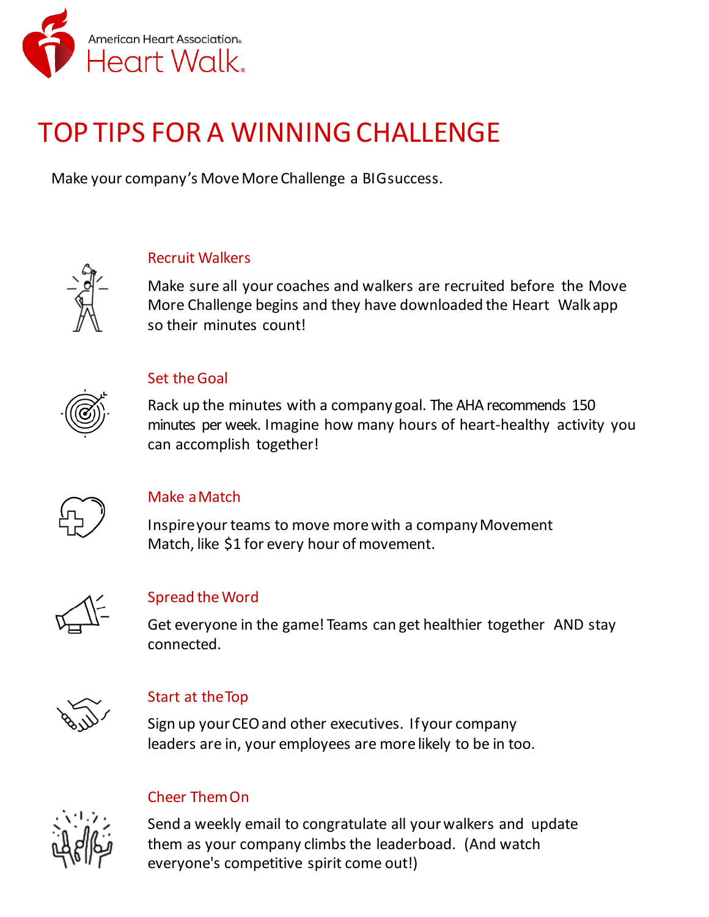American Heart Association®
Heart Walk®

# TOP TIPS FOR A WINNING CHALLENGE

Make your company's Move More Challenge a BIG success.

## Recruit Walkers

Make sure all your coaches and walkers are recruited before the Move More Challenge begins and they have downloaded the Heart Walk app so their minutes count!

## Set the Goal

Rack up the minutes with a company goal. The AHA recommends 150 minutes per week. Imagine how many hours of heart-healthy activity you can accomplish together!

## Make a Match

Inspire your teams to move more with a company Movement Match, like $1 for every hour of movement.

## Spread the Word

Get everyone in the game! Teams can get healthier together AND stay connected.

## Start at the Top

Sign up your CEO and other executives. If your company leaders are in, your employees are more likely to be in too.

## Cheer Them On

Send a weekly email to congratulate all your walkers and update them as your company climbs the leaderboad. (And watch everyone's competitive spirit come out!)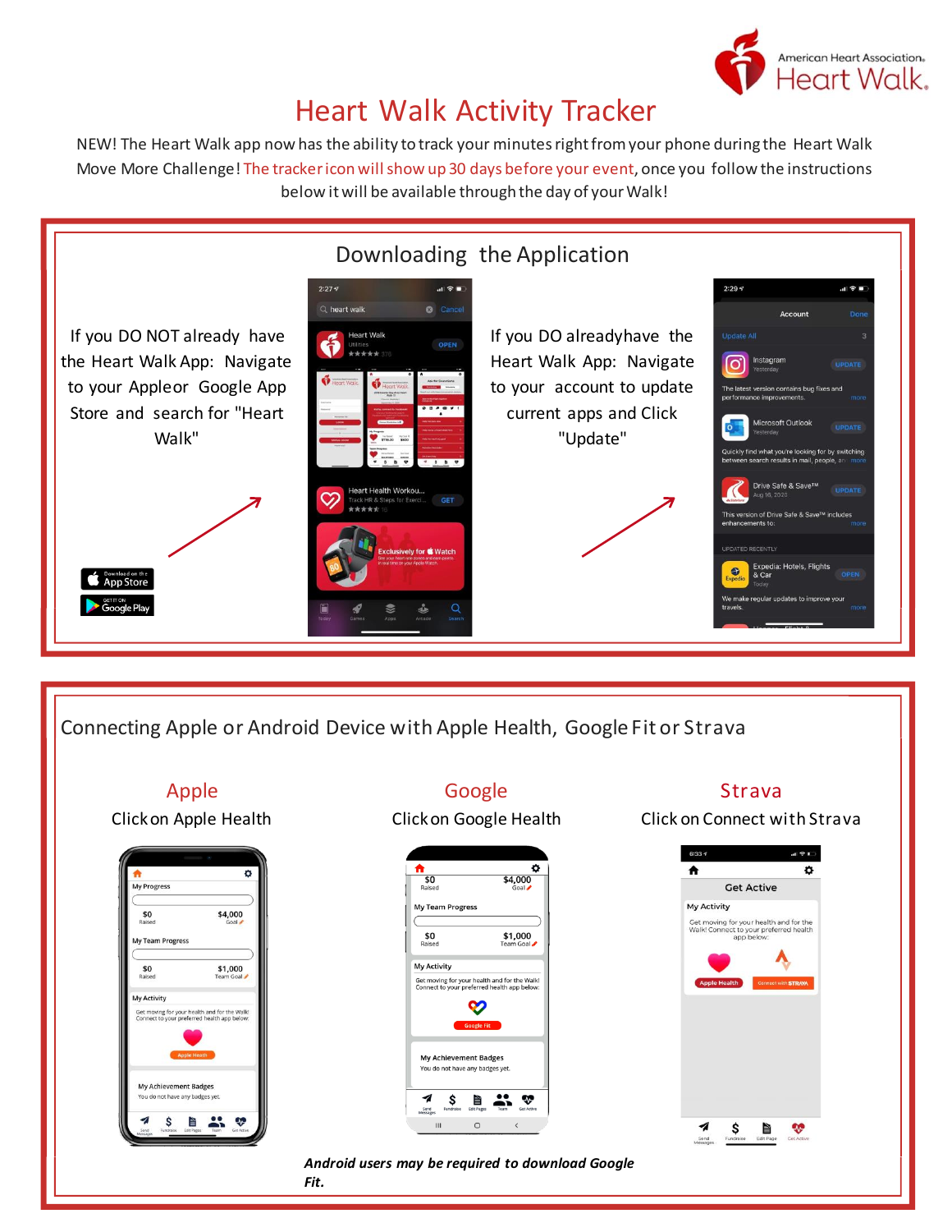# Heart Walk Activity Tracker

NEW! The Heart Walk app now has the ability to track your minutes right from your phone during the Heart Walk Move More Challenge! The tracker icon will show up 30 days before your event, once you follow the instructions below it will be available through the day of your Walk!

## Downloading the Application

If you DO NOT already have the Heart Walk App: Navigate to your Apple or Google App Store and search for "Heart Walk"

If you DO already have the Heart Walk App: Navigate to your account to update current apps and Click "Update"

## Connecting Apple or Android Device with Apple Health, Google Fit or Strava

### Apple

Click on Apple Health

### Google

Click on Google Health

### Strava

Click on Connect with Strava

***Android users may be required to download Google Fit.***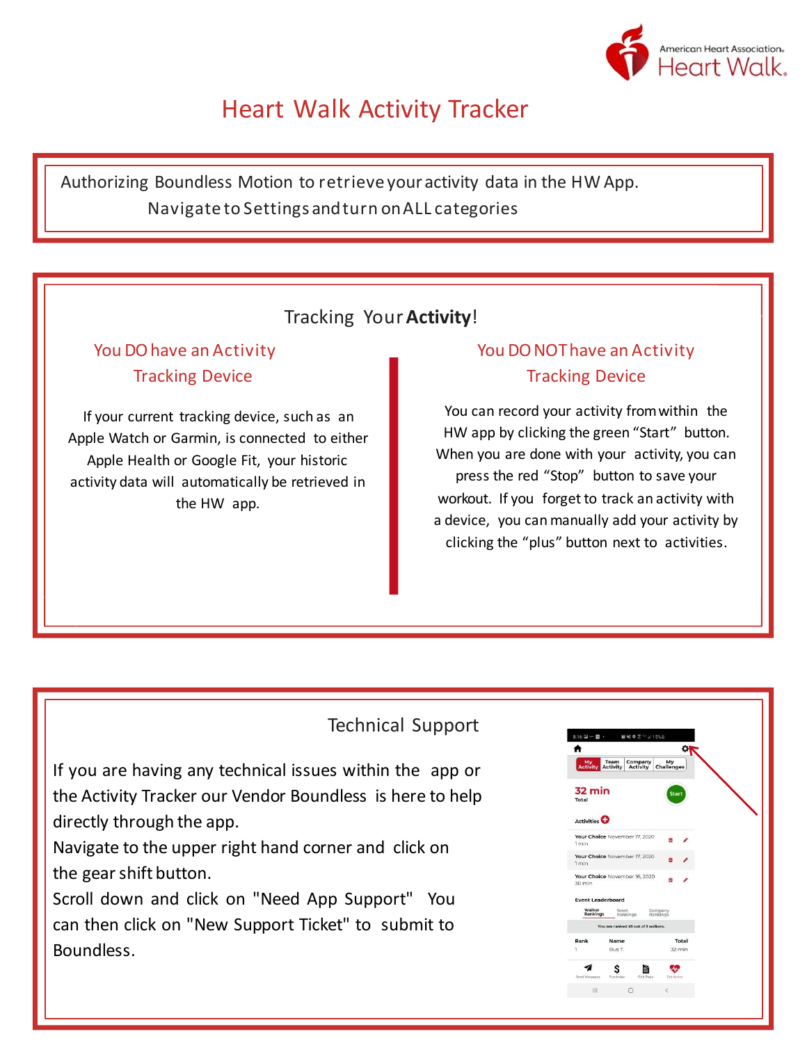# Heart Walk Activity Tracker

Authorizing Boundless Motion to retrieve your activity data in the HW App.
Navigate to Settings and turn on ALL categories

## Tracking Your **Activity**!

### You DO have an Activity Tracking Device

If your current tracking device, such as an Apple Watch or Garmin, is connected to either Apple Health or Google Fit, your historic activity data will automatically be retrieved in the HW app.

### You DO NOT have an Activity Tracking Device

You can record your activity from within the HW app by clicking the green "Start" button. When you are done with your activity, you can press the red "Stop" button to save your workout. If you forget to track an activity with a device, you can manually add your activity by clicking the "plus" button next to activities.

## Technical Support

If you are having any technical issues within the app or the Activity Tracker our Vendor Boundless is here to help directly through the app.
Navigate to the upper right hand corner and click on the gear shift button.
Scroll down and click on "Need App Support" You can then click on "New Support Ticket" to submit to Boundless.